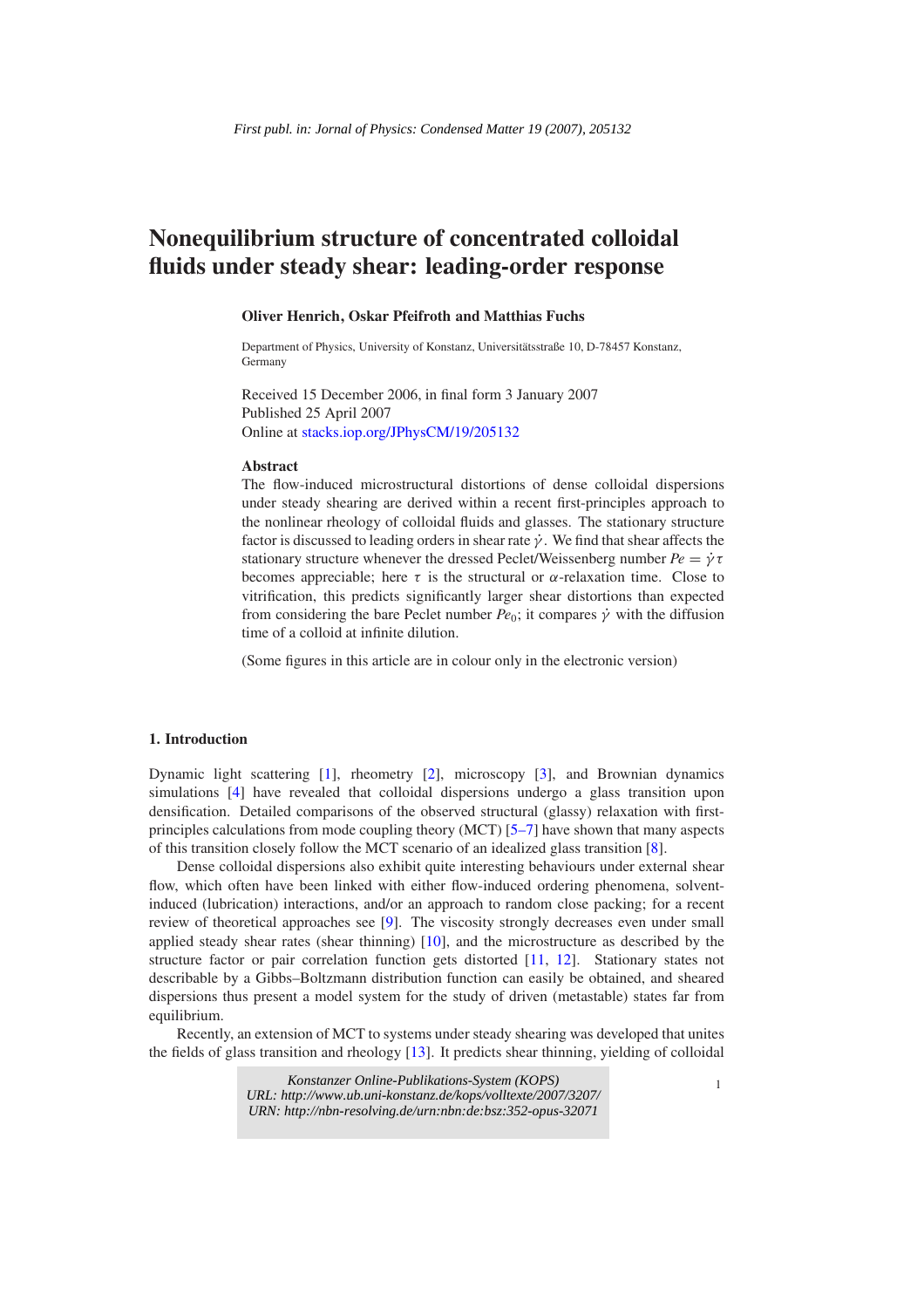First publ. in: Jornal of Physics: Condensed Matter 19 (2007), 205132

# Nonequilibrium structure of concentrated colloidal fluids under steady shear: leading-order response

**Oliver Henrich, Oskar Pfeifroth and Matthias Fuchs**

Department of Physics, University of Konstanz, Universitätsstraße 10, D-78457 Konstanz, Germany

Received 15 December 2006, in final form 3 January 2007
Published 25 April 2007
Online at stacks.iop.org/JPhysCM/19/205132

**Abstract**

The flow-induced microstructural distortions of dense colloidal dispersions under steady shearing are derived within a recent first-principles approach to the nonlinear rheology of colloidal fluids and glasses. The stationary structure factor is discussed to leading orders in shear rate $\dot{\gamma}$. We find that shear affects the stationary structure whenever the dressed Peclet/Weissenberg number $Pe = \dot{\gamma}\tau$ becomes appreciable; here $\tau$ is the structural or $\alpha$-relaxation time. Close to vitrification, this predicts significantly larger shear distortions than expected from considering the bare Peclet number $Pe_0$; it compares $\dot{\gamma}$ with the diffusion time of a colloid at infinite dilution.

(Some figures in this article are in colour only in the electronic version)

## 1. Introduction

Dynamic light scattering [1], rheometry [2], microscopy [3], and Brownian dynamics simulations [4] have revealed that colloidal dispersions undergo a glass transition upon densification. Detailed comparisons of the observed structural (glassy) relaxation with first-principles calculations from mode coupling theory (MCT) [5–7] have shown that many aspects of this transition closely follow the MCT scenario of an idealized glass transition [8].

Dense colloidal dispersions also exhibit quite interesting behaviours under external shear flow, which often have been linked with either flow-induced ordering phenomena, solvent-induced (lubrication) interactions, and/or an approach to random close packing; for a recent review of theoretical approaches see [9]. The viscosity strongly decreases even under small applied steady shear rates (shear thinning) [10], and the microstructure as described by the structure factor or pair correlation function gets distorted [11, 12]. Stationary states not describable by a Gibbs–Boltzmann distribution function can easily be obtained, and sheared dispersions thus present a model system for the study of driven (metastable) states far from equilibrium.

Recently, an extension of MCT to systems under steady shearing was developed that unites the fields of glass transition and rheology [13]. It predicts shear thinning, yielding of colloidal

Konstanzer Online-Publikations-System (KOPS)
URL: http://www.ub.uni-konstanz.de/kops/volltexte/2007/3207/
URN: http://nbn-resolving.de/urn:nbn:de:bsz:352-opus-32071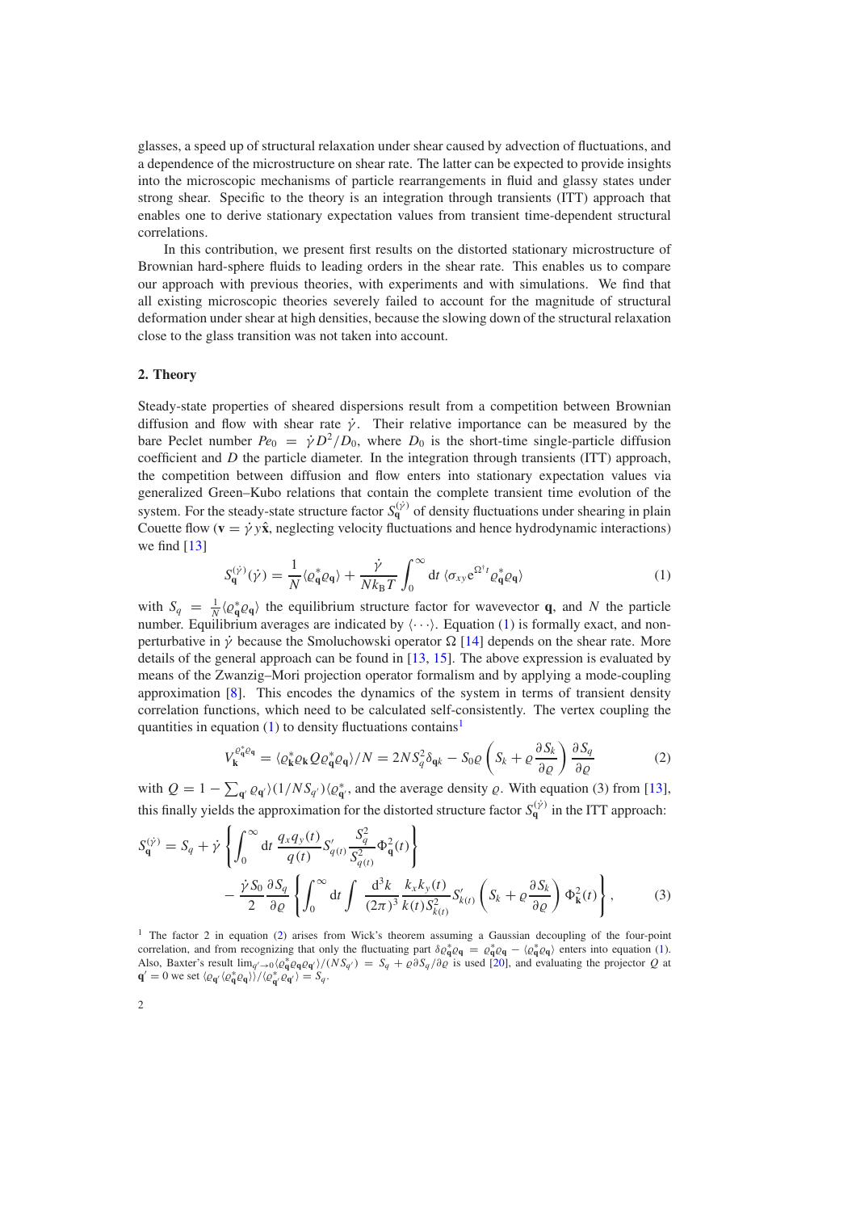glasses, a speed up of structural relaxation under shear caused by advection of fluctuations, and a dependence of the microstructure on shear rate. The latter can be expected to provide insights into the microscopic mechanisms of particle rearrangements in fluid and glassy states under strong shear. Specific to the theory is an integration through transients (ITT) approach that enables one to derive stationary expectation values from transient time-dependent structural correlations.

In this contribution, we present first results on the distorted stationary microstructure of Brownian hard-sphere fluids to leading orders in the shear rate. This enables us to compare our approach with previous theories, with experiments and with simulations. We find that all existing microscopic theories severely failed to account for the magnitude of structural deformation under shear at high densities, because the slowing down of the structural relaxation close to the glass transition was not taken into account.

## 2. Theory

Steady-state properties of sheared dispersions result from a competition between Brownian diffusion and flow with shear rate $\dot{\gamma}$. Their relative importance can be measured by the bare Peclet number $Pe_0 = \dot{\gamma} D^2/D_0$, where $D_0$ is the short-time single-particle diffusion coefficient and $D$ the particle diameter. In the integration through transients (ITT) approach, the competition between diffusion and flow enters into stationary expectation values via generalized Green–Kubo relations that contain the complete transient time evolution of the system. For the steady-state structure factor $S_{\mathbf{q}}^{(\dot{\gamma})}$ of density fluctuations under shearing in plain Couette flow ($\mathbf{v} = \dot{\gamma}\, y\hat{\mathbf{x}}$, neglecting velocity fluctuations and hence hydrodynamic interactions) we find [13]

$$S_{\mathbf{q}}^{(\dot{\gamma})}(\dot{\gamma}) = \frac{1}{N}\langle \varrho_{\mathbf{q}}^{*}\varrho_{\mathbf{q}}\rangle + \frac{\dot{\gamma}}{N k_{\mathrm{B}} T}\int_0^{\infty} \mathrm{d}t\, \langle \sigma_{xy}\, \mathrm{e}^{\Omega^{\dagger} t}\varrho_{\mathbf{q}}^{*}\varrho_{\mathbf{q}}\rangle \tag{1}$$

with $S_q = \frac{1}{N}\langle \varrho_{\mathbf{q}}^{*}\varrho_{\mathbf{q}}\rangle$ the equilibrium structure factor for wavevector $\mathbf{q}$, and $N$ the particle number. Equilibrium averages are indicated by $\langle\cdots\rangle$. Equation (1) is formally exact, and non-perturbative in $\dot{\gamma}$ because the Smoluchowski operator $\Omega$ [14] depends on the shear rate. More details of the general approach can be found in [13, 15]. The above expression is evaluated by means of the Zwanzig–Mori projection operator formalism and by applying a mode-coupling approximation [8]. This encodes the dynamics of the system in terms of transient density correlation functions, which need to be calculated self-consistently. The vertex coupling the quantities in equation (1) to density fluctuations contains[1]

$$V_{\mathbf{k}}^{\varrho_{\mathbf{q}}^{*}\varrho_{\mathbf{q}}} = \langle \varrho_{\mathbf{k}}^{*}\varrho_{\mathbf{k}} Q \varrho_{\mathbf{q}}^{*}\varrho_{\mathbf{q}}\rangle/N = 2N S_q^2 \delta_{\mathbf{q}\mathbf{k}} - S_0 \varrho\left(S_k + \varrho\frac{\partial S_k}{\partial \varrho}\right)\frac{\partial S_q}{\partial \varrho} \tag{2}$$

with $Q = 1 - \sum_{\mathbf{q}'} \varrho_{\mathbf{q}'}\rangle(1/N S_{q'})\langle \varrho_{\mathbf{q}'}^{*}$, and the average density $\varrho$. With equation (3) from [13], this finally yields the approximation for the distorted structure factor $S_{\mathbf{q}}^{(\dot{\gamma})}$ in the ITT approach:

$$S_{\mathbf{q}}^{(\dot{\gamma})} = S_q + \dot{\gamma}\left\{\int_0^{\infty} \mathrm{d}t\, \frac{q_x q_y(t)}{q(t)} S'_{q(t)} \frac{S_q^2}{S_{q(t)}^2}\Phi_{\mathbf{q}}^2(t)\right\} - \frac{\dot{\gamma} S_0}{2}\frac{\partial S_q}{\partial \varrho}\left\{\int_0^{\infty} \mathrm{d}t \int \frac{\mathrm{d}^3 k}{(2\pi)^3}\frac{k_x k_y(t)}{k(t) S_{k(t)}^2} S'_{k(t)}\left(S_k + \varrho\frac{\partial S_k}{\partial \varrho}\right)\Phi_{\mathbf{k}}^2(t)\right\}, \tag{3}$$

[1] The factor 2 in equation (2) arises from Wick's theorem assuming a Gaussian decoupling of the four-point correlation, and from recognizing that only the fluctuating part $\delta\varrho_{\mathbf{q}}^{*}\varrho_{\mathbf{q}} = \varrho_{\mathbf{q}}^{*}\varrho_{\mathbf{q}} - \langle\varrho_{\mathbf{q}}^{*}\varrho_{\mathbf{q}}\rangle$ enters into equation (1). Also, Baxter's result $\lim_{q'\to 0}\langle \varrho_{\mathbf{q}}^{*}\varrho_{\mathbf{q}}\varrho_{\mathbf{q}'}\rangle/(N S_{q'}) = S_q + \varrho\,\partial S_q/\partial\varrho$ is used [20], and evaluating the projector $Q$ at $\mathbf{q}' = 0$ we set $\langle \varrho_{\mathbf{q}'}\langle \varrho_{\mathbf{q}}^{*}\varrho_{\mathbf{q}}\rangle\rangle/\langle \varrho_{\mathbf{q}'}^{*}\varrho_{\mathbf{q}'}\rangle = S_q$.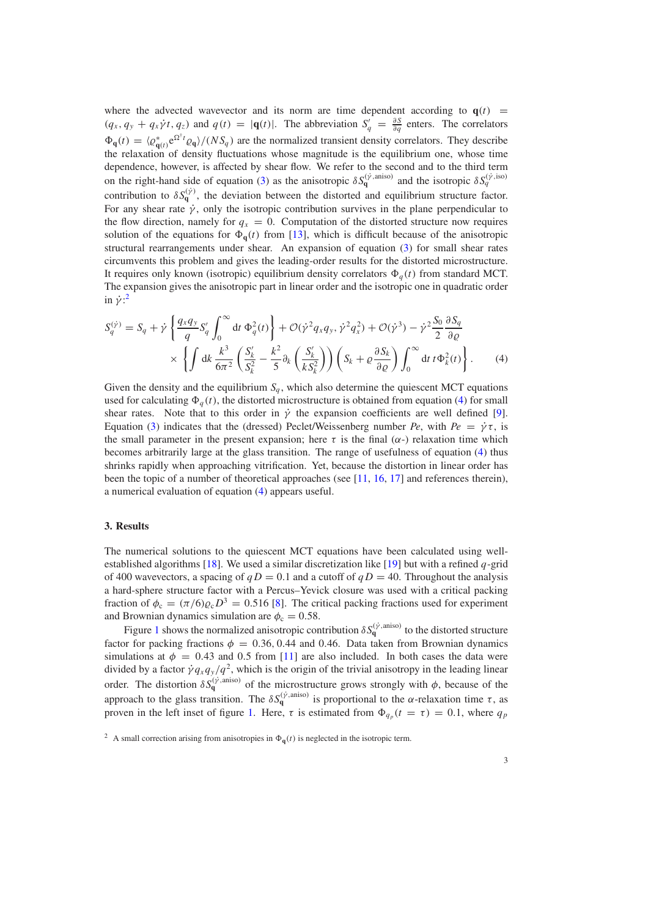where the advected wavevector and its norm are time dependent according to $\mathbf{q}(t) = (q_x, q_y + q_x\dot{\gamma}t, q_z)$ and $q(t) = |\mathbf{q}(t)|$. The abbreviation $S'_q = \frac{\partial S}{\partial q}$ enters. The correlators $\Phi_{\mathbf{q}}(t) = \langle \varrho^*_{\mathbf{q}(t)} e^{\Omega^\dagger t} \varrho_{\mathbf{q}} \rangle / (N S_q)$ are the normalized transient density correlators. They describe the relaxation of density fluctuations whose magnitude is the equilibrium one, whose time dependence, however, is affected by shear flow. We refer to the second and to the third term on the right-hand side of equation (3) as the anisotropic $\delta S_{\mathbf{q}}^{(\dot{\gamma},\mathrm{aniso})}$ and the isotropic $\delta S_q^{(\dot{\gamma},\mathrm{iso})}$ contribution to $\delta S_{\mathbf{q}}^{(\dot{\gamma})}$, the deviation between the distorted and equilibrium structure factor. For any shear rate $\dot{\gamma}$, only the isotropic contribution survives in the plane perpendicular to the flow direction, namely for $q_x = 0$. Computation of the distorted structure now requires solution of the equations for $\Phi_{\mathbf{q}}(t)$ from [13], which is difficult because of the anisotropic structural rearrangements under shear. An expansion of equation (3) for small shear rates circumvents this problem and gives the leading-order results for the distorted microstructure. It requires only known (isotropic) equilibrium density correlators $\Phi_q(t)$ from standard MCT. The expansion gives the anisotropic part in linear order and the isotropic one in quadratic order in $\dot{\gamma}$:[2]

$$
\begin{aligned}
S_q^{(\dot{\gamma})} = S_q + \dot{\gamma}\left\{\frac{q_x q_y}{q} S'_q \int_0^\infty \mathrm{d}t\, \Phi_q^2(t)\right\} + \mathcal{O}(\dot{\gamma}^2 q_x q_y, \dot{\gamma}^2 q_x^2) + \mathcal{O}(\dot{\gamma}^3) - \dot{\gamma}^2 \frac{S_0}{2}\frac{\partial S_q}{\partial \varrho} \\
\times \left\{\int \mathrm{d}k\, \frac{k^3}{6\pi^2}\left(\frac{S'_k}{S_k^2} - \frac{k^2}{5}\partial_k\left(\frac{S'_k}{k S_k^2}\right)\right)\left(S_k + \varrho\frac{\partial S_k}{\partial \varrho}\right)\int_0^\infty \mathrm{d}t\, t\Phi_k^2(t)\right\}.
\end{aligned}
\qquad (4)
$$

Given the density and the equilibrium $S_q$, which also determine the quiescent MCT equations used for calculating $\Phi_q(t)$, the distorted microstructure is obtained from equation (4) for small shear rates. Note that to this order in $\dot{\gamma}$ the expansion coefficients are well defined [9]. Equation (3) indicates that the (dressed) Peclet/Weissenberg number $Pe$, with $Pe = \dot{\gamma}\tau$, is the small parameter in the present expansion; here $\tau$ is the final ($\alpha$-) relaxation time which becomes arbitrarily large at the glass transition. The range of usefulness of equation (4) thus shrinks rapidly when approaching vitrification. Yet, because the distortion in linear order has been the topic of a number of theoretical approaches (see [11, 16, 17] and references therein), a numerical evaluation of equation (4) appears useful.

### 3. Results

The numerical solutions to the quiescent MCT equations have been calculated using well-established algorithms [18]. We used a similar discretization like [19] but with a refined $q$-grid of 400 wavevectors, a spacing of $qD = 0.1$ and a cutoff of $qD = 40$. Throughout the analysis a hard-sphere structure factor with a Percus–Yevick closure was used with a critical packing fraction of $\phi_c = (\pi/6)\varrho_c D^3 = 0.516$ [8]. The critical packing fractions used for experiment and Brownian dynamics simulation are $\phi_c = 0.58$.

Figure 1 shows the normalized anisotropic contribution $\delta S_{\mathbf{q}}^{(\dot{\gamma},\mathrm{aniso})}$ to the distorted structure factor for packing fractions $\phi = 0.36, 0.44$ and $0.46$. Data taken from Brownian dynamics simulations at $\phi = 0.43$ and $0.5$ from [11] are also included. In both cases the data were divided by a factor $\dot{\gamma} q_x q_y / q^2$, which is the origin of the trivial anisotropy in the leading linear order. The distortion $\delta S_{\mathbf{q}}^{(\dot{\gamma},\mathrm{aniso})}$ of the microstructure grows strongly with $\phi$, because of the approach to the glass transition. The $\delta S_{\mathbf{q}}^{(\dot{\gamma},\mathrm{aniso})}$ is proportional to the $\alpha$-relaxation time $\tau$, as proven in the left inset of figure 1. Here, $\tau$ is estimated from $\Phi_{q_p}(t = \tau) = 0.1$, where $q_p$

[2] A small correction arising from anisotropies in $\Phi_{\mathbf{q}}(t)$ is neglected in the isotropic term.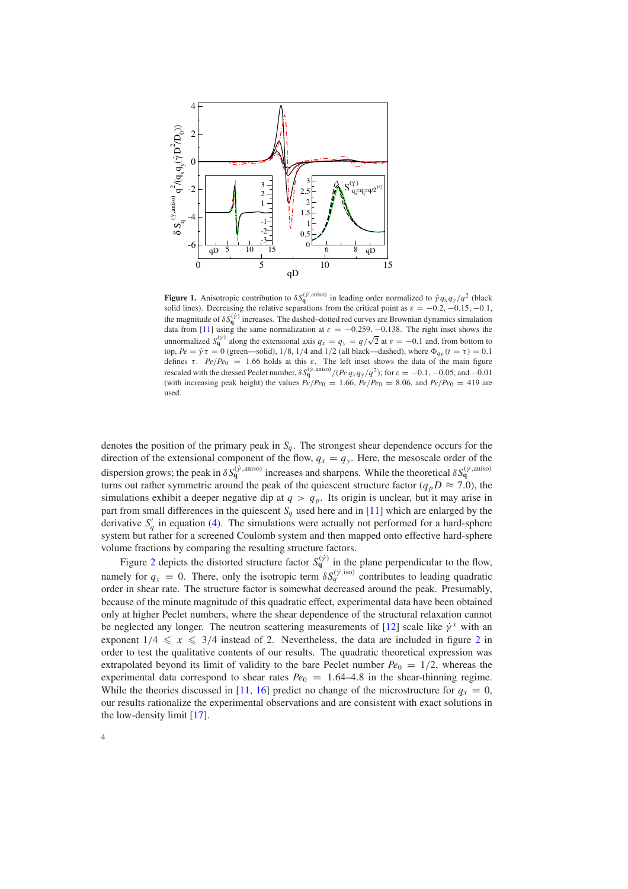**Figure 1.** Anisotropic contribution to $\delta S_{\mathbf{q}}^{(\dot\gamma,\mathrm{aniso})}$ in leading order normalized to $\dot\gamma q_x q_y/q^2$ (black solid lines). Decreasing the relative separations from the critical point as $\varepsilon = -0.2, -0.15, -0.1$, the magnitude of $\delta S_{\mathbf{q}}^{(\dot\gamma)}$ increases. The dashed–dotted red curves are Brownian dynamics simulation data from [11] using the same normalization at $\varepsilon = -0.259, -0.138$. The right inset shows the unnormalized $S_{\mathbf{q}}^{(\dot\gamma)}$ along the extensional axis $q_x = q_y = q/\sqrt{2}$ at $\varepsilon = -0.1$ and, from bottom to top, $Pe = \dot\gamma\tau = 0$ (green—solid), 1/8, 1/4 and 1/2 (all black—dashed), where $\Phi_{q_p}(t = \tau) = 0.1$ defines $\tau$. $Pe/Pe_0 = 1.66$ holds at this $\varepsilon$. The left inset shows the data of the main figure rescaled with the dressed Peclet number, $\delta S_{\mathbf{q}}^{(\dot\gamma,\mathrm{aniso})}/(Pe\, q_x q_y/q^2)$; for $\varepsilon = -0.1, -0.05$, and $-0.01$ (with increasing peak height) the values $Pe/Pe_0 = 1.66$, $Pe/Pe_0 = 8.06$, and $Pe/Pe_0 = 419$ are used.

denotes the position of the primary peak in $S_q$. The strongest shear dependence occurs for the direction of the extensional component of the flow, $q_x = q_y$. Here, the mesoscale order of the dispersion grows; the peak in $\delta S_{\mathbf{q}}^{(\dot\gamma,\mathrm{aniso})}$ increases and sharpens. While the theoretical $\delta S_{\mathbf{q}}^{(\dot\gamma,\mathrm{aniso})}$ turns out rather symmetric around the peak of the quiescent structure factor ($q_p D \approx 7.0$), the simulations exhibit a deeper negative dip at $q > q_p$. Its origin is unclear, but it may arise in part from small differences in the quiescent $S_q$ used here and in [11] which are enlarged by the derivative $S_q'$ in equation (4). The simulations were actually not performed for a hard-sphere system but rather for a screened Coulomb system and then mapped onto effective hard-sphere volume fractions by comparing the resulting structure factors.

Figure 2 depicts the distorted structure factor $S_{\mathbf{q}}^{(\dot\gamma)}$ in the plane perpendicular to the flow, namely for $q_x = 0$. There, only the isotropic term $\delta S_q^{(\dot\gamma,\mathrm{iso})}$ contributes to leading quadratic order in shear rate. The structure factor is somewhat decreased around the peak. Presumably, because of the minute magnitude of this quadratic effect, experimental data have been obtained only at higher Peclet numbers, where the shear dependence of the structural relaxation cannot be neglected any longer. The neutron scattering measurements of [12] scale like $\dot\gamma^x$ with an exponent $1/4 \leqslant x \leqslant 3/4$ instead of 2. Nevertheless, the data are included in figure 2 in order to test the qualitative contents of our results. The quadratic theoretical expression was extrapolated beyond its limit of validity to the bare Peclet number $Pe_0 = 1/2$, whereas the experimental data correspond to shear rates $Pe_0 = 1.64$–$4.8$ in the shear-thinning regime. While the theories discussed in [11, 16] predict no change of the microstructure for $q_x = 0$, our results rationalize the experimental observations and are consistent with exact solutions in the low-density limit [17].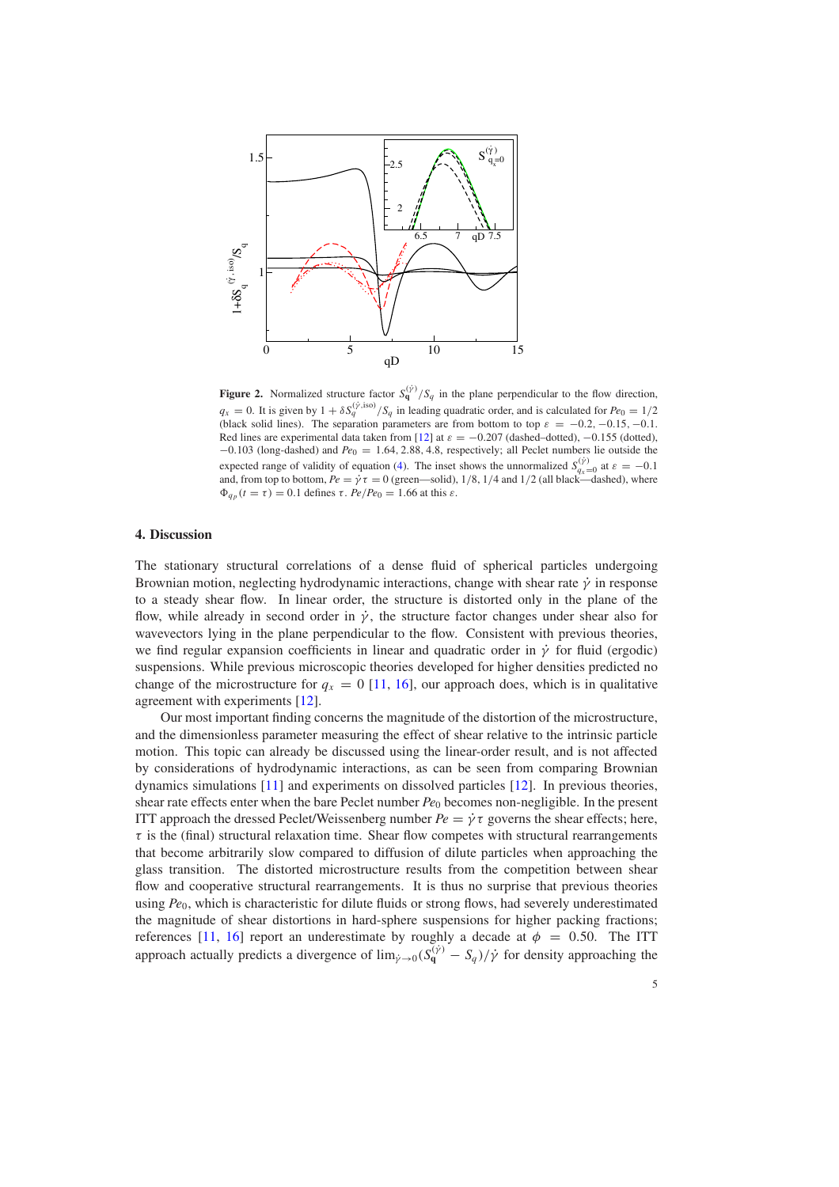**Figure 2.** Normalized structure factor $S_{\mathbf{q}}^{(\dot\gamma)}/S_q$ in the plane perpendicular to the flow direction, $q_x = 0$. It is given by $1 + \delta S_q^{(\dot\gamma,\mathrm{iso})}/S_q$ in leading quadratic order, and is calculated for $Pe_0 = 1/2$ (black solid lines). The separation parameters are from bottom to top $\varepsilon = -0.2, -0.15, -0.1$. Red lines are experimental data taken from [12] at $\varepsilon = -0.207$ (dashed–dotted), $-0.155$ (dotted), $-0.103$ (long-dashed) and $Pe_0 = 1.64, 2.88, 4.8$, respectively; all Peclet numbers lie outside the expected range of validity of equation (4). The inset shows the unnormalized $S_{q_x=0}^{(\dot\gamma)}$ at $\varepsilon = -0.1$ and, from top to bottom, $Pe = \dot\gamma\tau = 0$ (green—solid), 1/8, 1/4 and 1/2 (all black—dashed), where $\Phi_{q_p}(t=\tau) = 0.1$ defines $\tau$. $Pe/Pe_0 = 1.66$ at this $\varepsilon$.

## 4. Discussion

The stationary structural correlations of a dense fluid of spherical particles undergoing Brownian motion, neglecting hydrodynamic interactions, change with shear rate $\dot\gamma$ in response to a steady shear flow. In linear order, the structure is distorted only in the plane of the flow, while already in second order in $\dot\gamma$, the structure factor changes under shear also for wavevectors lying in the plane perpendicular to the flow. Consistent with previous theories, we find regular expansion coefficients in linear and quadratic order in $\dot\gamma$ for fluid (ergodic) suspensions. While previous microscopic theories developed for higher densities predicted no change of the microstructure for $q_x = 0$ [11, 16], our approach does, which is in qualitative agreement with experiments [12].

Our most important finding concerns the magnitude of the distortion of the microstructure, and the dimensionless parameter measuring the effect of shear relative to the intrinsic particle motion. This topic can already be discussed using the linear-order result, and is not affected by considerations of hydrodynamic interactions, as can be seen from comparing Brownian dynamics simulations [11] and experiments on dissolved particles [12]. In previous theories, shear rate effects enter when the bare Peclet number $Pe_0$ becomes non-negligible. In the present ITT approach the dressed Peclet/Weissenberg number $Pe = \dot\gamma\tau$ governs the shear effects; here, $\tau$ is the (final) structural relaxation time. Shear flow competes with structural rearrangements that become arbitrarily slow compared to diffusion of dilute particles when approaching the glass transition. The distorted microstructure results from the competition between shear flow and cooperative structural rearrangements. It is thus no surprise that previous theories using $Pe_0$, which is characteristic for dilute fluids or strong flows, had severely underestimated the magnitude of shear distortions in hard-sphere suspensions for higher packing fractions; references [11, 16] report an underestimate by roughly a decade at $\phi = 0.50$. The ITT approach actually predicts a divergence of $\lim_{\dot\gamma\to 0}(S_{\mathbf{q}}^{(\dot\gamma)} - S_q)/\dot\gamma$ for density approaching the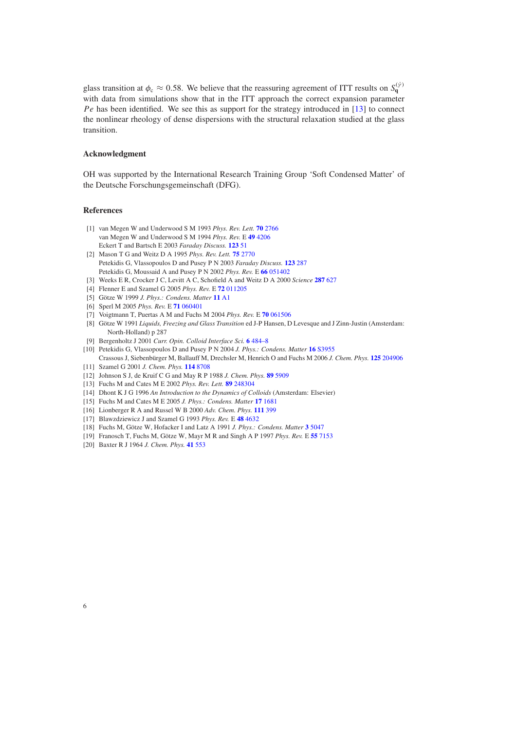glass transition at $\phi_c \approx 0.58$. We believe that the reassuring agreement of ITT results on $S_{\mathbf{q}}^{(\dot{\gamma})}$ with data from simulations show that in the ITT approach the correct expansion parameter $Pe$ has been identified. We see this as support for the strategy introduced in [13] to connect the nonlinear rheology of dense dispersions with the structural relaxation studied at the glass transition.

## Acknowledgment

OH was supported by the International Research Training Group 'Soft Condensed Matter' of the Deutsche Forschungsgemeinschaft (DFG).

## References

[1] van Megen W and Underwood S M 1993 *Phys. Rev. Lett.* **70** 2766
van Megen W and Underwood S M 1994 *Phys. Rev.* E **49** 4206
Eckert T and Bartsch E 2003 *Faraday Discuss.* **123** 51

[2] Mason T G and Weitz D A 1995 *Phys. Rev. Lett.* **75** 2770
Petekidis G, Vlassopoulos D and Pusey P N 2003 *Faraday Discuss.* **123** 287
Petekidis G, Moussaid A and Pusey P N 2002 *Phys. Rev.* E **66** 051402

[3] Weeks E R, Crocker J C, Levitt A C, Schofield A and Weitz D A 2000 *Science* **287** 627

[4] Flenner E and Szamel G 2005 *Phys. Rev.* E **72** 011205

[5] Götze W 1999 *J. Phys.: Condens. Matter* **11** A1

[6] Sperl M 2005 *Phys. Rev.* E **71** 060401

[7] Voigtmann T, Puertas A M and Fuchs M 2004 *Phys. Rev.* E **70** 061506

[8] Götze W 1991 *Liquids, Freezing and Glass Transition* ed J-P Hansen, D Levesque and J Zinn-Justin (Amsterdam: North-Holland) p 287

[9] Bergenholtz J 2001 *Curr. Opin. Colloid Interface Sci.* **6** 484–8

[10] Petekidis G, Vlassopoulos D and Pusey P N 2004 *J. Phys.: Condens. Matter* **16** S3955
Crassous J, Siebenbürger M, Ballauff M, Drechsler M, Henrich O and Fuchs M 2006 *J. Chem. Phys.* **125** 204906

[11] Szamel G 2001 *J. Chem. Phys.* **114** 8708

[12] Johnson S J, de Kruif C G and May R P 1988 *J. Chem. Phys.* **89** 5909

[13] Fuchs M and Cates M E 2002 *Phys. Rev. Lett.* **89** 248304

[14] Dhont K J G 1996 *An Introduction to the Dynamics of Colloids* (Amsterdam: Elsevier)

[15] Fuchs M and Cates M E 2005 *J. Phys.: Condens. Matter* **17** 1681

[16] Lionberger R A and Russel W B 2000 *Adv. Chem. Phys.* **111** 399

[17] Blawzdziewicz J and Szamel G 1993 *Phys. Rev.* E **48** 4632

[18] Fuchs M, Götze W, Hofacker I and Latz A 1991 *J. Phys.: Condens. Matter* **3** 5047

[19] Franosch T, Fuchs M, Götze W, Mayr M R and Singh A P 1997 *Phys. Rev.* E **55** 7153

[20] Baxter R J 1964 *J. Chem. Phys.* **41** 553